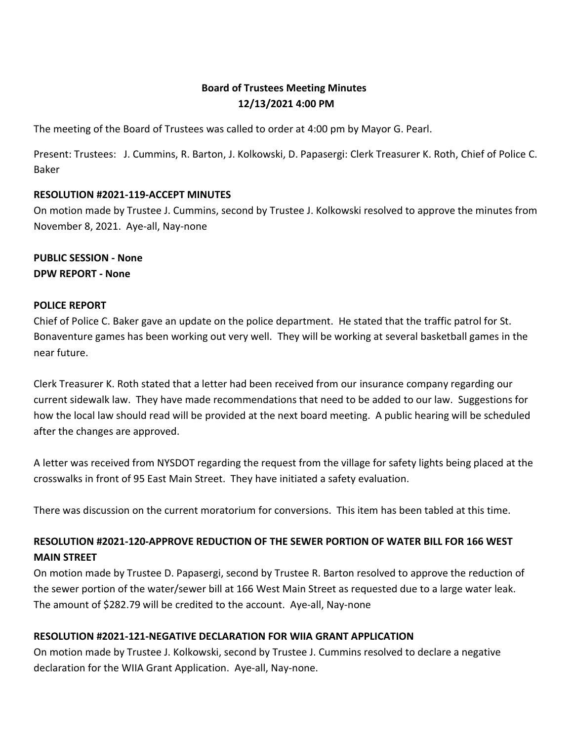# Board of Trustees Meeting Minutes
## 12/13/2021 4:00 PM

The meeting of the Board of Trustees was called to order at 4:00 pm by Mayor G. Pearl.

Present: Trustees: J. Cummins, R. Barton, J. Kolkowski, D. Papasergi: Clerk Treasurer K. Roth, Chief of Police C. Baker

**RESOLUTION #2021-119-ACCEPT MINUTES**

On motion made by Trustee J. Cummins, second by Trustee J. Kolkowski resolved to approve the minutes from November 8, 2021. Aye-all, Nay-none

**PUBLIC SESSION - None**
**DPW REPORT - None**

**POLICE REPORT**

Chief of Police C. Baker gave an update on the police department. He stated that the traffic patrol for St. Bonaventure games has been working out very well. They will be working at several basketball games in the near future.

Clerk Treasurer K. Roth stated that a letter had been received from our insurance company regarding our current sidewalk law. They have made recommendations that need to be added to our law. Suggestions for how the local law should read will be provided at the next board meeting. A public hearing will be scheduled after the changes are approved.

A letter was received from NYSDOT regarding the request from the village for safety lights being placed at the crosswalks in front of 95 East Main Street. They have initiated a safety evaluation.

There was discussion on the current moratorium for conversions. This item has been tabled at this time.

**RESOLUTION #2021-120-APPROVE REDUCTION OF THE SEWER PORTION OF WATER BILL FOR 166 WEST MAIN STREET**

On motion made by Trustee D. Papasergi, second by Trustee R. Barton resolved to approve the reduction of the sewer portion of the water/sewer bill at 166 West Main Street as requested due to a large water leak. The amount of $282.79 will be credited to the account. Aye-all, Nay-none

**RESOLUTION #2021-121-NEGATIVE DECLARATION FOR WIIA GRANT APPLICATION**

On motion made by Trustee J. Kolkowski, second by Trustee J. Cummins resolved to declare a negative declaration for the WIIA Grant Application. Aye-all, Nay-none.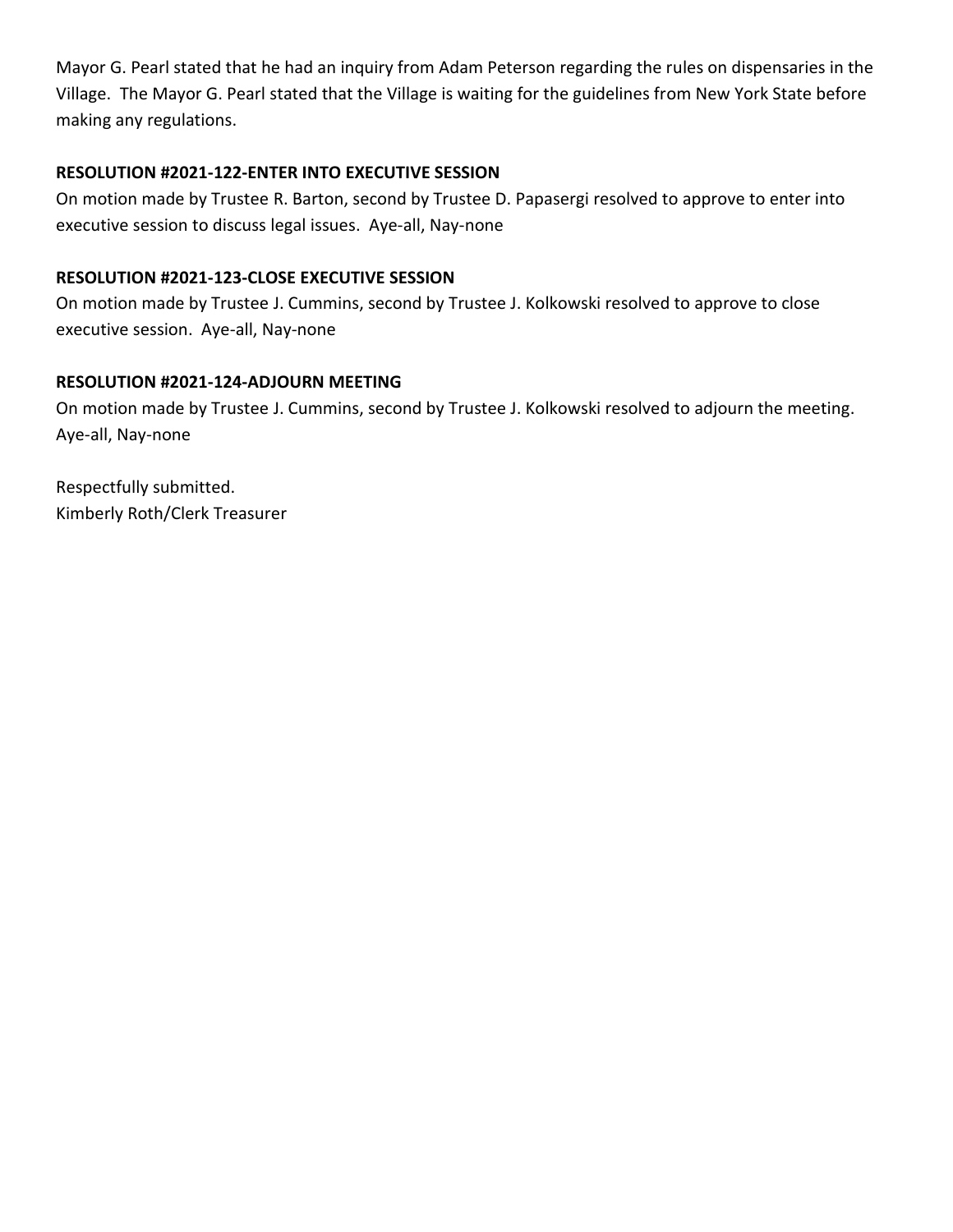Mayor G. Pearl stated that he had an inquiry from Adam Peterson regarding the rules on dispensaries in the Village. The Mayor G. Pearl stated that the Village is waiting for the guidelines from New York State before making any regulations.

**RESOLUTION #2021-122-ENTER INTO EXECUTIVE SESSION**

On motion made by Trustee R. Barton, second by Trustee D. Papasergi resolved to approve to enter into executive session to discuss legal issues. Aye-all, Nay-none

**RESOLUTION #2021-123-CLOSE EXECUTIVE SESSION**

On motion made by Trustee J. Cummins, second by Trustee J. Kolkowski resolved to approve to close executive session. Aye-all, Nay-none

**RESOLUTION #2021-124-ADJOURN MEETING**

On motion made by Trustee J. Cummins, second by Trustee J. Kolkowski resolved to adjourn the meeting. Aye-all, Nay-none

Respectfully submitted.
Kimberly Roth/Clerk Treasurer